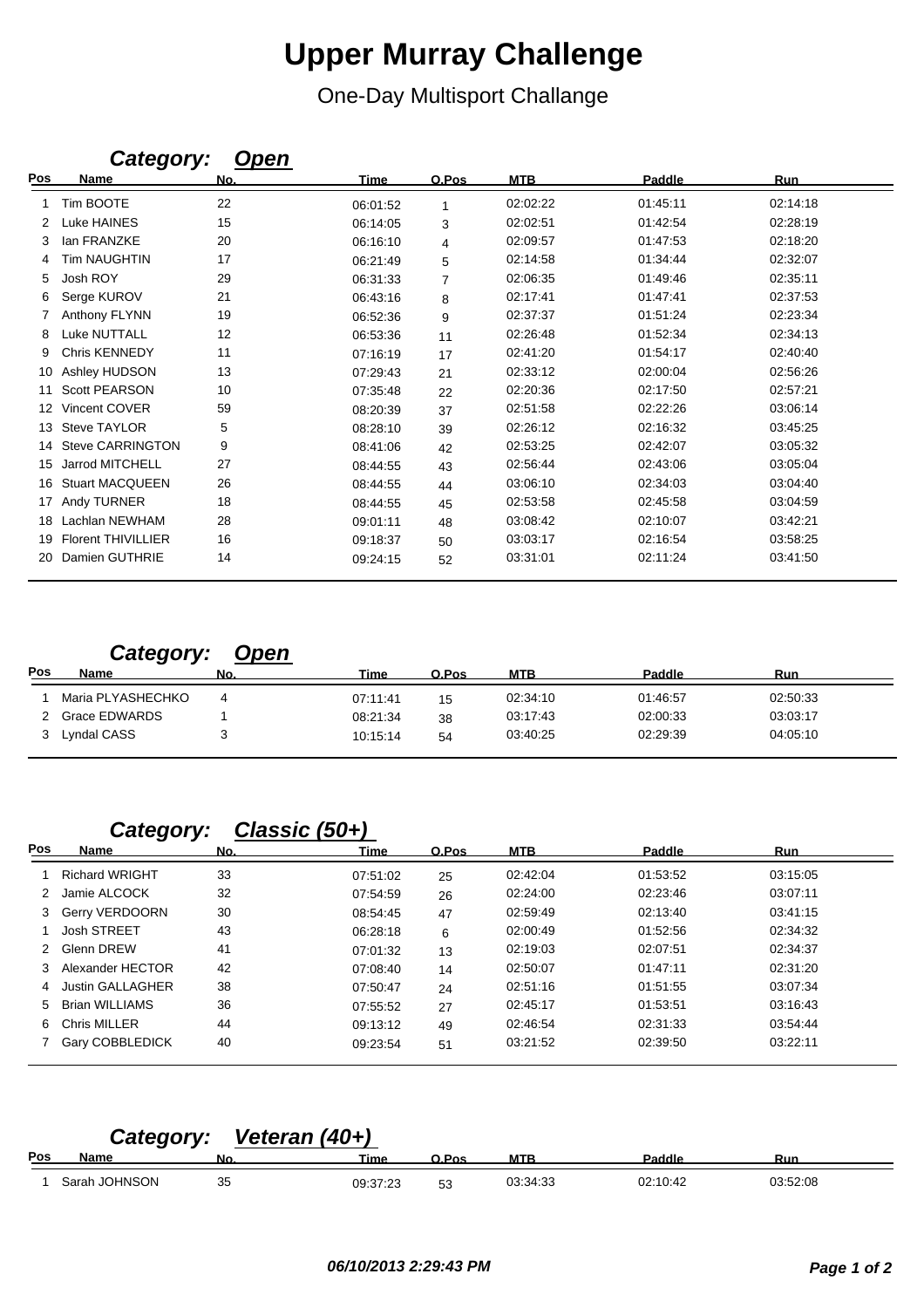# Upper Murray Challenge

One-Day Multisport Challange

## *Category: Open*

| Pos | Name | No. | Time | O.Pos | MTB | Paddle | Run |
|---|---|---|---|---|---|---|---|
| 1 | Tim BOOTE | 22 | 06:01:52 | 1 | 02:02:22 | 01:45:11 | 02:14:18 |
| 2 | Luke HAINES | 15 | 06:14:05 | 3 | 02:02:51 | 01:42:54 | 02:28:19 |
| 3 | Ian FRANZKE | 20 | 06:16:10 | 4 | 02:09:57 | 01:47:53 | 02:18:20 |
| 4 | Tim NAUGHTIN | 17 | 06:21:49 | 5 | 02:14:58 | 01:34:44 | 02:32:07 |
| 5 | Josh ROY | 29 | 06:31:33 | 7 | 02:06:35 | 01:49:46 | 02:35:11 |
| 6 | Serge KUROV | 21 | 06:43:16 | 8 | 02:17:41 | 01:47:41 | 02:37:53 |
| 7 | Anthony FLYNN | 19 | 06:52:36 | 9 | 02:37:37 | 01:51:24 | 02:23:34 |
| 8 | Luke NUTTALL | 12 | 06:53:36 | 11 | 02:26:48 | 01:52:34 | 02:34:13 |
| 9 | Chris KENNEDY | 11 | 07:16:19 | 17 | 02:41:20 | 01:54:17 | 02:40:40 |
| 10 | Ashley HUDSON | 13 | 07:29:43 | 21 | 02:33:12 | 02:00:04 | 02:56:26 |
| 11 | Scott PEARSON | 10 | 07:35:48 | 22 | 02:20:36 | 02:17:50 | 02:57:21 |
| 12 | Vincent COVER | 59 | 08:20:39 | 37 | 02:51:58 | 02:22:26 | 03:06:14 |
| 13 | Steve TAYLOR | 5 | 08:28:10 | 39 | 02:26:12 | 02:16:32 | 03:45:25 |
| 14 | Steve CARRINGTON | 9 | 08:41:06 | 42 | 02:53:25 | 02:42:07 | 03:05:32 |
| 15 | Jarrod MITCHELL | 27 | 08:44:55 | 43 | 02:56:44 | 02:43:06 | 03:05:04 |
| 16 | Stuart MACQUEEN | 26 | 08:44:55 | 44 | 03:06:10 | 02:34:03 | 03:04:40 |
| 17 | Andy TURNER | 18 | 08:44:55 | 45 | 02:53:58 | 02:45:58 | 03:04:59 |
| 18 | Lachlan NEWHAM | 28 | 09:01:11 | 48 | 03:08:42 | 02:10:07 | 03:42:21 |
| 19 | Florent THIVILLIER | 16 | 09:18:37 | 50 | 03:03:17 | 02:16:54 | 03:58:25 |
| 20 | Damien GUTHRIE | 14 | 09:24:15 | 52 | 03:31:01 | 02:11:24 | 03:41:50 |

## *Category: Open*

| Pos | Name | No. | Time | O.Pos | MTB | Paddle | Run |
|---|---|---|---|---|---|---|---|
| 1 | Maria PLYASHECHKO | 4 | 07:11:41 | 15 | 02:34:10 | 01:46:57 | 02:50:33 |
| 2 | Grace EDWARDS | 1 | 08:21:34 | 38 | 03:17:43 | 02:00:33 | 03:03:17 |
| 3 | Lyndal CASS | 3 | 10:15:14 | 54 | 03:40:25 | 02:29:39 | 04:05:10 |

## *Category: Classic (50+)*

| Pos | Name | No. | Time | O.Pos | MTB | Paddle | Run |
|---|---|---|---|---|---|---|---|
| 1 | Richard WRIGHT | 33 | 07:51:02 | 25 | 02:42:04 | 01:53:52 | 03:15:05 |
| 2 | Jamie ALCOCK | 32 | 07:54:59 | 26 | 02:24:00 | 02:23:46 | 03:07:11 |
| 3 | Gerry VERDOORN | 30 | 08:54:45 | 47 | 02:59:49 | 02:13:40 | 03:41:15 |
| 1 | Josh STREET | 43 | 06:28:18 | 6 | 02:00:49 | 01:52:56 | 02:34:32 |
| 2 | Glenn DREW | 41 | 07:01:32 | 13 | 02:19:03 | 02:07:51 | 02:34:37 |
| 3 | Alexander HECTOR | 42 | 07:08:40 | 14 | 02:50:07 | 01:47:11 | 02:31:20 |
| 4 | Justin GALLAGHER | 38 | 07:50:47 | 24 | 02:51:16 | 01:51:55 | 03:07:34 |
| 5 | Brian WILLIAMS | 36 | 07:55:52 | 27 | 02:45:17 | 01:53:51 | 03:16:43 |
| 6 | Chris MILLER | 44 | 09:13:12 | 49 | 02:46:54 | 02:31:33 | 03:54:44 |
| 7 | Gary COBBLEDICK | 40 | 09:23:54 | 51 | 03:21:52 | 02:39:50 | 03:22:11 |

## *Category: Veteran (40+)*

| Pos | Name | No. | Time | O.Pos | MTB | Paddle | Run |
|---|---|---|---|---|---|---|---|
| 1 | Sarah JOHNSON | 35 | 09:37:23 | 53 | 03:34:33 | 02:10:42 | 03:52:08 |

*06/10/2013 2:29:43 PM*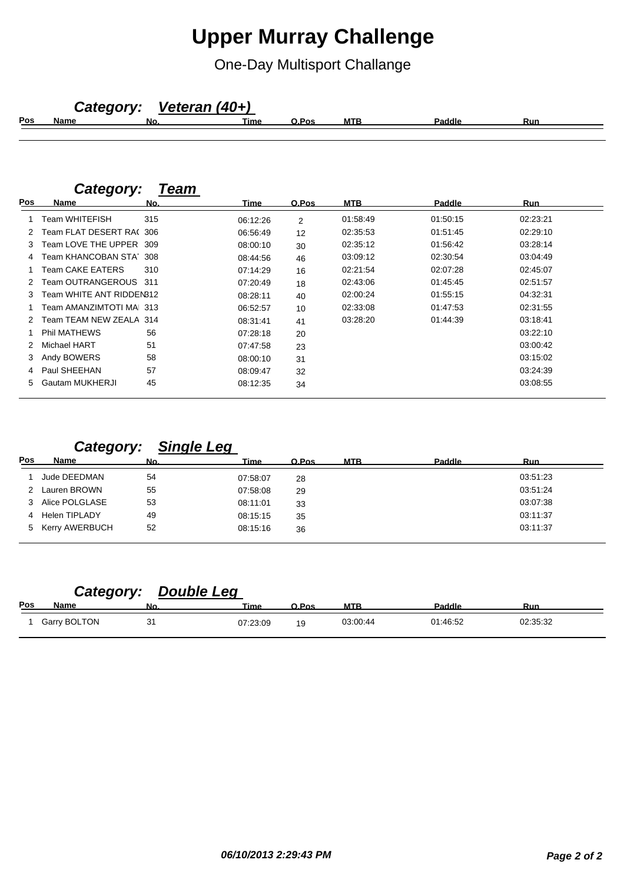# Upper Murray Challenge

One-Day Multisport Challange

### *Category: Veteran (40+)*

| Pos | Name | No. | Time | O.Pos | MTB | Paddle | Run |
|---|---|---|---|---|---|---|---|

### *Category: Team*

| Pos | Name | No. | Time | O.Pos | MTB | Paddle | Run |
|---|---|---|---|---|---|---|---|
| 1 | Team WHITEFISH | 315 | 06:12:26 | 2 | 01:58:49 | 01:50:15 | 02:23:21 |
| 2 | Team FLAT DESERT RA( | 306 | 06:56:49 | 12 | 02:35:53 | 01:51:45 | 02:29:10 |
| 3 | Team LOVE THE UPPER | 309 | 08:00:10 | 30 | 02:35:12 | 01:56:42 | 03:28:14 |
| 4 | Team KHANCOBAN STA | 308 | 08:44:56 | 46 | 03:09:12 | 02:30:54 | 03:04:49 |
| 1 | Team CAKE EATERS | 310 | 07:14:29 | 16 | 02:21:54 | 02:07:28 | 02:45:07 |
| 2 | Team OUTRANGEROUS | 311 | 07:20:49 | 18 | 02:43:06 | 01:45:45 | 02:51:57 |
| 3 | Team WHITE ANT RIDDEN | 312 | 08:28:11 | 40 | 02:00:24 | 01:55:15 | 04:32:31 |
| 1 | Team AMANZIMTOTI MA | 313 | 06:52:57 | 10 | 02:33:08 | 01:47:53 | 02:31:55 |
| 2 | Team TEAM NEW ZEALA | 314 | 08:31:41 | 41 | 03:28:20 | 01:44:39 | 03:18:41 |
| 1 | Phil MATHEWS | 56 | 07:28:18 | 20 | | | 03:22:10 |
| 2 | Michael HART | 51 | 07:47:58 | 23 | | | 03:00:42 |
| 3 | Andy BOWERS | 58 | 08:00:10 | 31 | | | 03:15:02 |
| 4 | Paul SHEEHAN | 57 | 08:09:47 | 32 | | | 03:24:39 |
| 5 | Gautam MUKHERJI | 45 | 08:12:35 | 34 | | | 03:08:55 |

### *Category: Single Leg*

| Pos | Name | No. | Time | O.Pos | MTB | Paddle | Run |
|---|---|---|---|---|---|---|---|
| 1 | Jude DEEDMAN | 54 | 07:58:07 | 28 | | | 03:51:23 |
| 2 | Lauren BROWN | 55 | 07:58:08 | 29 | | | 03:51:24 |
| 3 | Alice POLGLASE | 53 | 08:11:01 | 33 | | | 03:07:38 |
| 4 | Helen TIPLADY | 49 | 08:15:15 | 35 | | | 03:11:37 |
| 5 | Kerry AWERBUCH | 52 | 08:15:16 | 36 | | | 03:11:37 |

### *Category: Double Leg*

| Pos | Name | No. | Time | O.Pos | MTB | Paddle | Run |
|---|---|---|---|---|---|---|---|
| 1 | Garry BOLTON | 31 | 07:23:09 | 19 | 03:00:44 | 01:46:52 | 02:35:32 |

*06/10/2013 2:29:43 PM*